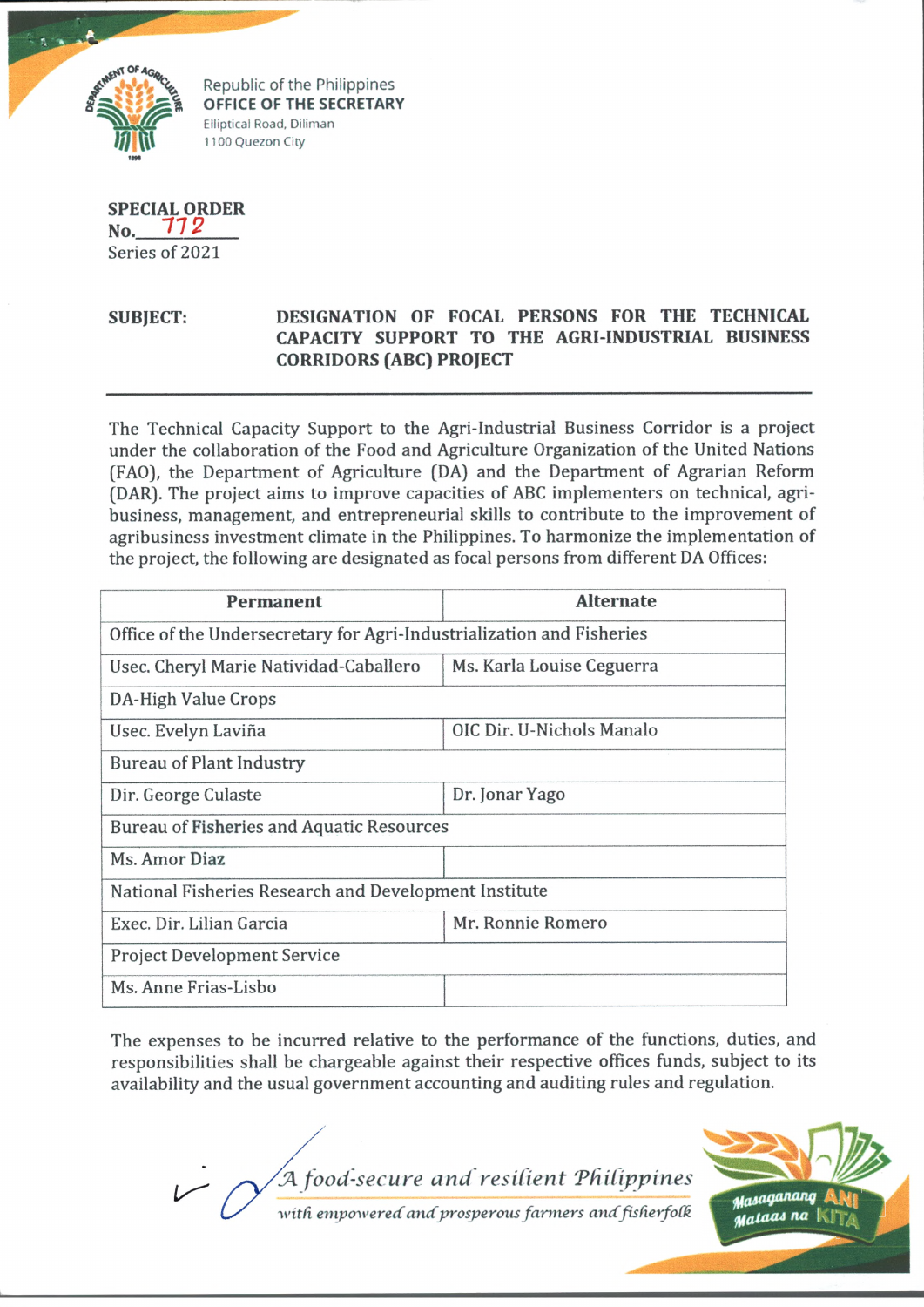Republic of the Philippines
**OFFICE OF THE SECRETARY**
Elliptical Road, Diliman
1100 Quezon City

**SPECIAL ORDER**
**No.** 772
Series of 2021

**SUBJECT:** **DESIGNATION OF FOCAL PERSONS FOR THE TECHNICAL CAPACITY SUPPORT TO THE AGRI-INDUSTRIAL BUSINESS CORRIDORS (ABC) PROJECT**

---

The Technical Capacity Support to the Agri-Industrial Business Corridor is a project under the collaboration of the Food and Agriculture Organization of the United Nations (FAO), the Department of Agriculture (DA) and the Department of Agrarian Reform (DAR). The project aims to improve capacities of ABC implementers on technical, agri-business, management, and entrepreneurial skills to contribute to the improvement of agribusiness investment climate in the Philippines. To harmonize the implementation of the project, the following are designated as focal persons from different DA Offices:

| Permanent | Alternate |
|---|---|
| Office of the Undersecretary for Agri-Industrialization and Fisheries | |
| Usec. Cheryl Marie Natividad-Caballero | Ms. Karla Louise Ceguerra |
| DA-High Value Crops | |
| Usec. Evelyn Laviña | OIC Dir. U-Nichols Manalo |
| Bureau of Plant Industry | |
| Dir. George Culaste | Dr. Jonar Yago |
| Bureau of Fisheries and Aquatic Resources | |
| Ms. Amor Diaz | |
| National Fisheries Research and Development Institute | |
| Exec. Dir. Lilian Garcia | Mr. Ronnie Romero |
| Project Development Service | |
| Ms. Anne Frias-Lisbo | |

The expenses to be incurred relative to the performance of the functions, duties, and responsibilities shall be chargeable against their respective offices funds, subject to its availability and the usual government accounting and auditing rules and regulation.

*A food-secure and resilient Philippines with empowered and prosperous farmers and fisherfolk*

Masaganang ANI Mataas na KITA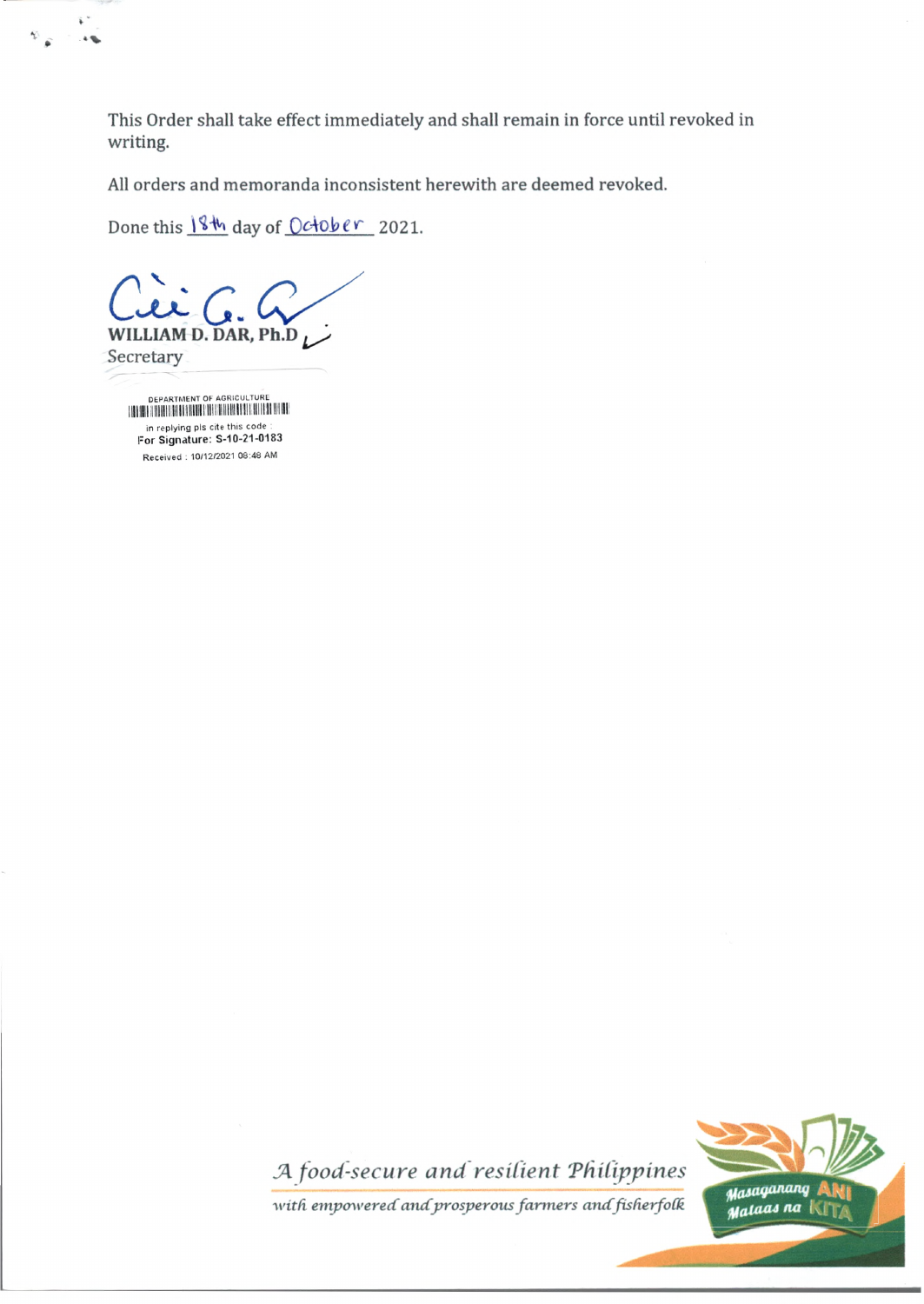This Order shall take effect immediately and shall remain in force until revoked in writing.

All orders and memoranda inconsistent herewith are deemed revoked.

Done this 18th day of October 2021.

**WILLIAM D. DAR, Ph.D**
Secretary

DEPARTMENT OF AGRICULTURE
in replying pls cite this code :
For Signature: S-10-21-0183
Received : 10/12/2021 08:48 AM

*A food-secure and resilient Philippines*
*with empowered and prosperous farmers and fisherfolk*

Masaganang ANI Mataas na KITA